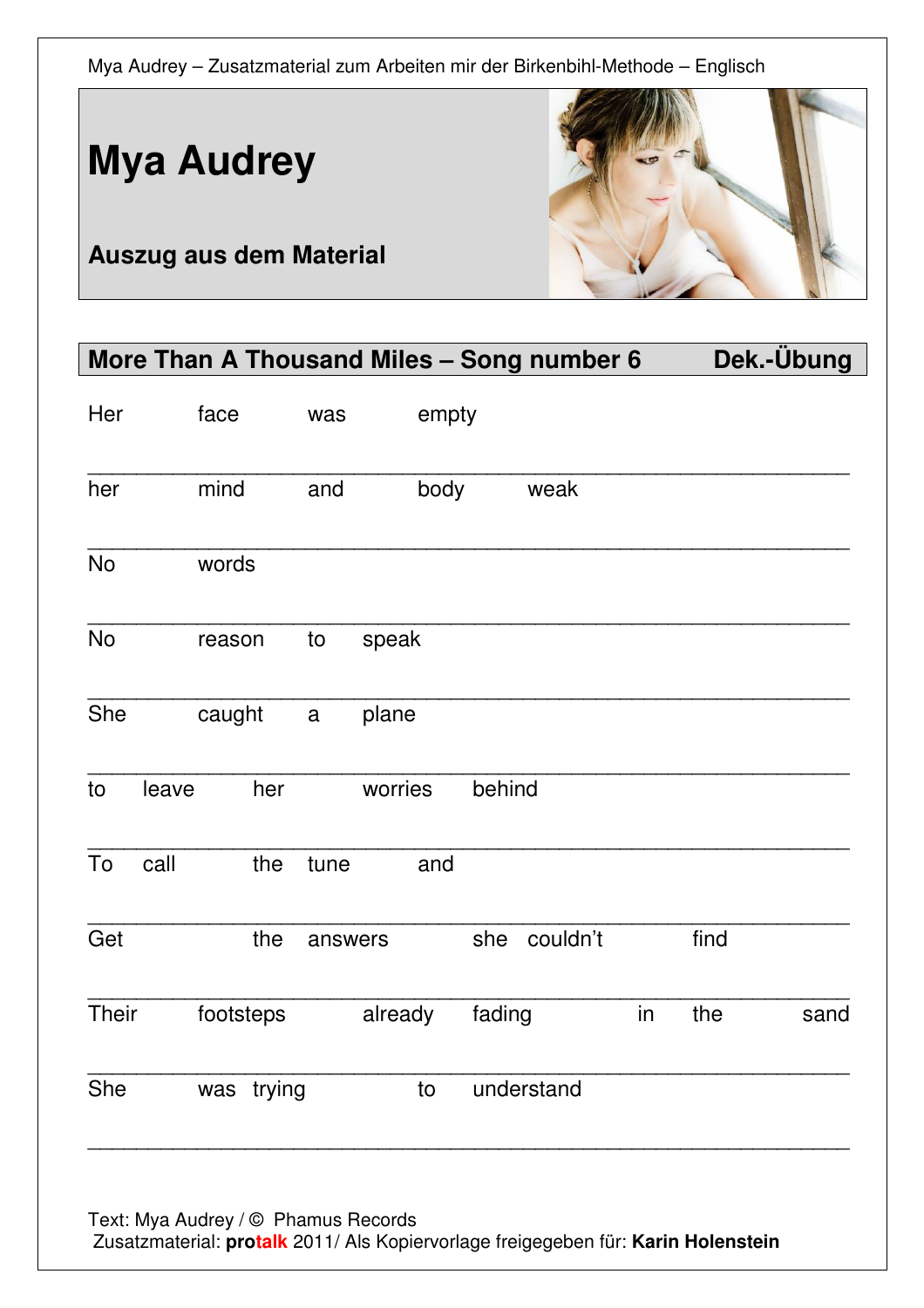# Mya Audrey

## Auszug aus dem Material

## More Than A Thousand Miles – Song number 6 Dek.-Übung

Her face was empty

her mind and body weak

No words

No reason to speak

She caught a plane

to leave her worries behind

To call the tune and

Get the answers she couldn't find

Their footsteps already fading in the sand

She was trying to understand

Text: Mya Audrey / © Phamus Records
Zusatzmaterial: **protalk** 2011/ Als Kopiervorlage freigegeben für: **Karin Holenstein**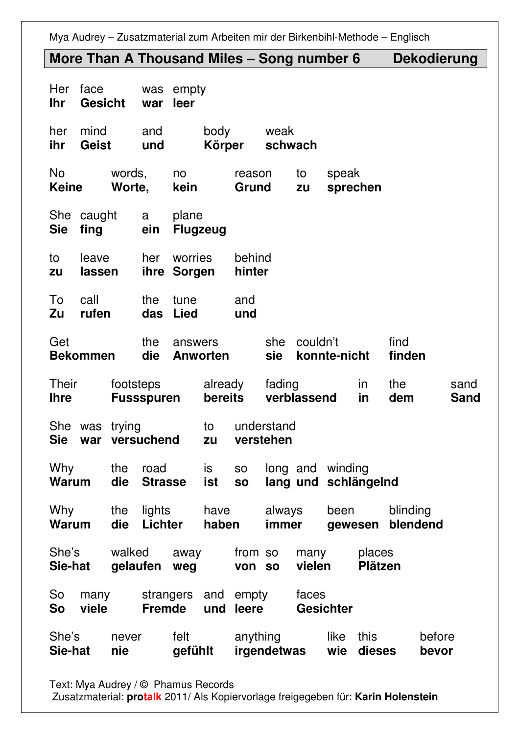## More Than A Thousand Miles – Song number 6 Dekodierung

| Her | face | was | empty |
|---|---|---|---|
| **Ihr** | **Gesicht** | **war** | **leer** |

| her | mind | and | body | weak |
|---|---|---|---|---|
| **ihr** | **Geist** | **und** | **Körper** | **schwach** |

| No | words, | no | reason | to | speak |
|---|---|---|---|---|---|
| **Keine** | **Worte,** | **kein** | **Grund** | **zu** | **sprechen** |

| She | caught | a | plane |
|---|---|---|---|
| **Sie** | **fing** | **ein** | **Flugzeug** |

| to | leave | her | worries | behind |
|---|---|---|---|---|
| **zu** | **lassen** | **ihre** | **Sorgen** | **hinter** |

| To | call | the | tune | and |
|---|---|---|---|---|
| **Zu** | **rufen** | **das** | **Lied** | **und** |

| Get | the | answers | she | couldn't | find |
|---|---|---|---|---|---|
| **Bekommen** | **die** | **Anworten** | **sie** | **konnte-nicht** | **finden** |

| Their | footsteps | already | fading | in | the | sand |
|---|---|---|---|---|---|---|
| **Ihre** | **Fussspuren** | **bereits** | **verblassend** | **in** | **dem** | **Sand** |

| She | was | trying | to | understand |
|---|---|---|---|---|
| **Sie** | **war** | **versuchend** | **zu** | **verstehen** |

| Why | the | road | is | so | long | and | winding |
|---|---|---|---|---|---|---|---|
| **Warum** | **die** | **Strasse** | **ist** | **so** | **lang** | **und** | **schlängelnd** |

| Why | the | lights | have | always | been | blinding |
|---|---|---|---|---|---|---|
| **Warum** | **die** | **Lichter** | **haben** | **immer** | **gewesen** | **blendend** |

| She's | walked | away | from | so | many | places |
|---|---|---|---|---|---|---|
| **Sie-hat** | **gelaufen** | **weg** | **von** | **so** | **vielen** | **Plätzen** |

| So | many | strangers | and | empty | faces |
|---|---|---|---|---|---|
| **So** | **viele** | **Fremde** | **und** | **leere** | **Gesichter** |

| She's | never | felt | anything | like | this | before |
|---|---|---|---|---|---|---|
| **Sie-hat** | **nie** | **gefühlt** | **irgendetwas** | **wie** | **dieses** | **bevor** |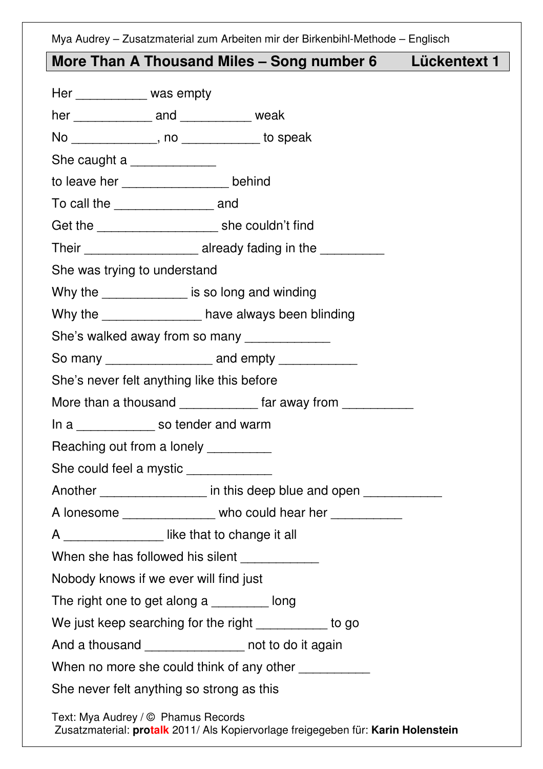Mya Audrey – Zusatzmaterial zum Arbeiten mir der Birkenbihl-Methode – Englisch

## More Than A Thousand Miles – Song number 6 Lückentext 1

Her __________ was empty

her ___________ and __________ weak

No ____________, no ___________ to speak

She caught a ____________

to leave her _______________ behind

To call the ______________ and

Get the _________________ she couldn't find

Their ________________ already fading in the _________

She was trying to understand

Why the ____________ is so long and winding

Why the ______________ have always been blinding

She's walked away from so many ____________

So many _______________ and empty ___________

She's never felt anything like this before

More than a thousand ___________ far away from __________

In a ___________ so tender and warm

Reaching out from a lonely _________

She could feel a mystic ____________

Another _______________ in this deep blue and open ___________

A lonesome _____________ who could hear her __________

A ______________ like that to change it all

When she has followed his silent ___________

Nobody knows if we ever will find just

The right one to get along a ________ long

We just keep searching for the right __________ to go

And a thousand ______________ not to do it again

When no more she could think of any other __________

She never felt anything so strong as this

Text: Mya Audrey / © Phamus Records
Zusatzmaterial: **protalk** 2011/ Als Kopiervorlage freigegeben für: **Karin Holenstein**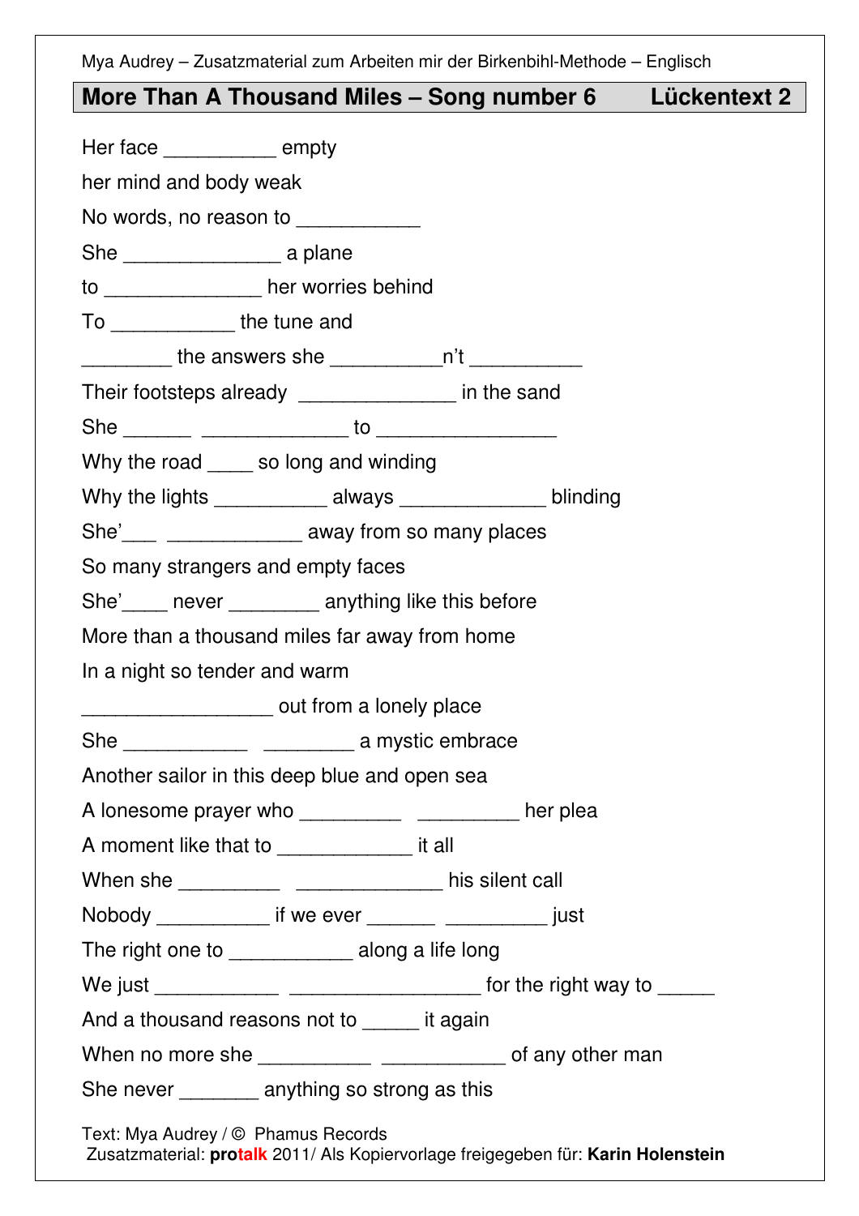Mya Audrey – Zusatzmaterial zum Arbeiten mir der Birkenbihl-Methode – Englisch

## More Than A Thousand Miles – Song number 6 Lückentext 2

Her face __________ empty

her mind and body weak

No words, no reason to ___________

She ______________ a plane

to ______________ her worries behind

To ___________ the tune and

________ the answers she __________n't __________

Their footsteps already ______________ in the sand

She ______ _____________ to ________________

Why the road ____ so long and winding

Why the lights __________ always _____________ blinding

She'___ ____________ away from so many places

So many strangers and empty faces

She'____ never ________ anything like this before

More than a thousand miles far away from home

In a night so tender and warm

_________________ out from a lonely place

She ___________ ________ a mystic embrace

Another sailor in this deep blue and open sea

A lonesome prayer who _________ _________ her plea

A moment like that to ____________ it all

When she _________ _____________ his silent call

Nobody __________ if we ever ______ _________ just

The right one to ___________ along a life long

We just ___________ _________________ for the right way to _____

And a thousand reasons not to _____ it again

When no more she __________ ___________ of any other man

She never _______ anything so strong as this

Text: Mya Audrey / © Phamus Records
Zusatzmaterial: **protalk** 2011/ Als Kopiervorlage freigegeben für: **Karin Holenstein**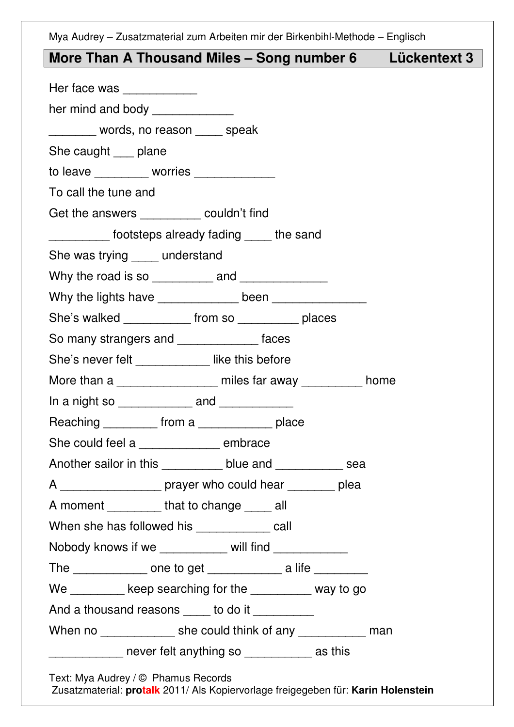Mya Audrey – Zusatzmaterial zum Arbeiten mir der Birkenbihl-Methode – Englisch

## More Than A Thousand Miles – Song number 6 Lückentext 3

Her face was ___________

her mind and body ____________

_______ words, no reason ____ speak

She caught ___ plane

to leave ________ worries ____________

To call the tune and

Get the answers _________ couldn't find

_________ footsteps already fading ____ the sand

She was trying ____ understand

Why the road is so _________ and _____________

Why the lights have ____________ been ______________

She's walked __________ from so _________ places

So many strangers and ____________ faces

She's never felt ___________ like this before

More than a _______________ miles far away _________ home

In a night so ___________ and ___________

Reaching ________ from a ___________ place

She could feel a ____________ embrace

Another sailor in this _________ blue and __________ sea

A _______________ prayer who could hear _______ plea

A moment ________ that to change ____ all

When she has followed his ___________ call

Nobody knows if we __________ will find ___________

The ___________ one to get ___________ a life ________

We ________ keep searching for the _________ way to go

And a thousand reasons ____ to do it _________

When no ___________ she could think of any __________ man

___________ never felt anything so __________ as this

Text: Mya Audrey / © Phamus Records
Zusatzmaterial: **protalk** 2011/ Als Kopiervorlage freigegeben für: **Karin Holenstein**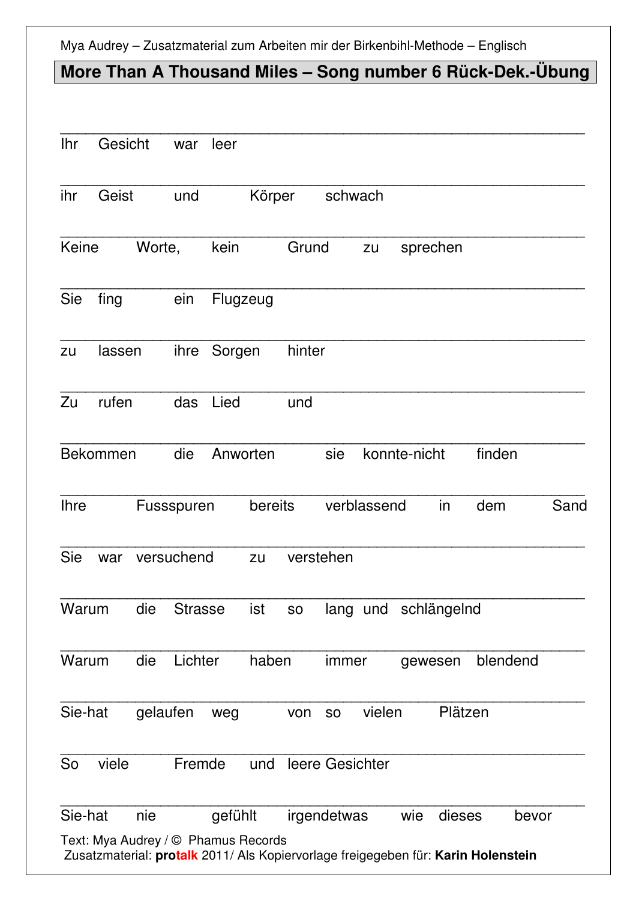Mya Audrey – Zusatzmaterial zum Arbeiten mir der Birkenbihl-Methode – Englisch

## More Than A Thousand Miles – Song number 6 Rück-Dek.-Übung

_______________________________________________

Ihr Gesicht war leer

_______________________________________________

ihr Geist und Körper schwach

_______________________________________________

Keine Worte, kein Grund zu sprechen

_______________________________________________

Sie fing ein Flugzeug

_______________________________________________

zu lassen ihre Sorgen hinter

_______________________________________________

Zu rufen das Lied und

_______________________________________________

Bekommen die Anworten sie konnte-nicht finden

_______________________________________________

Ihre Fussspuren bereits verblassend in dem Sand

_______________________________________________

Sie war versuchend zu verstehen

_______________________________________________

Warum die Strasse ist so lang und schlängelnd

_______________________________________________

Warum die Lichter haben immer gewesen blendend

_______________________________________________

Sie-hat gelaufen weg von so vielen Plätzen

_______________________________________________

So viele Fremde und leere Gesichter

_______________________________________________

Sie-hat nie gefühlt irgendetwas wie dieses bevor

Text: Mya Audrey / © Phamus Records
Zusatzmaterial: **protalk** 2011/ Als Kopiervorlage freigegeben für: **Karin Holenstein**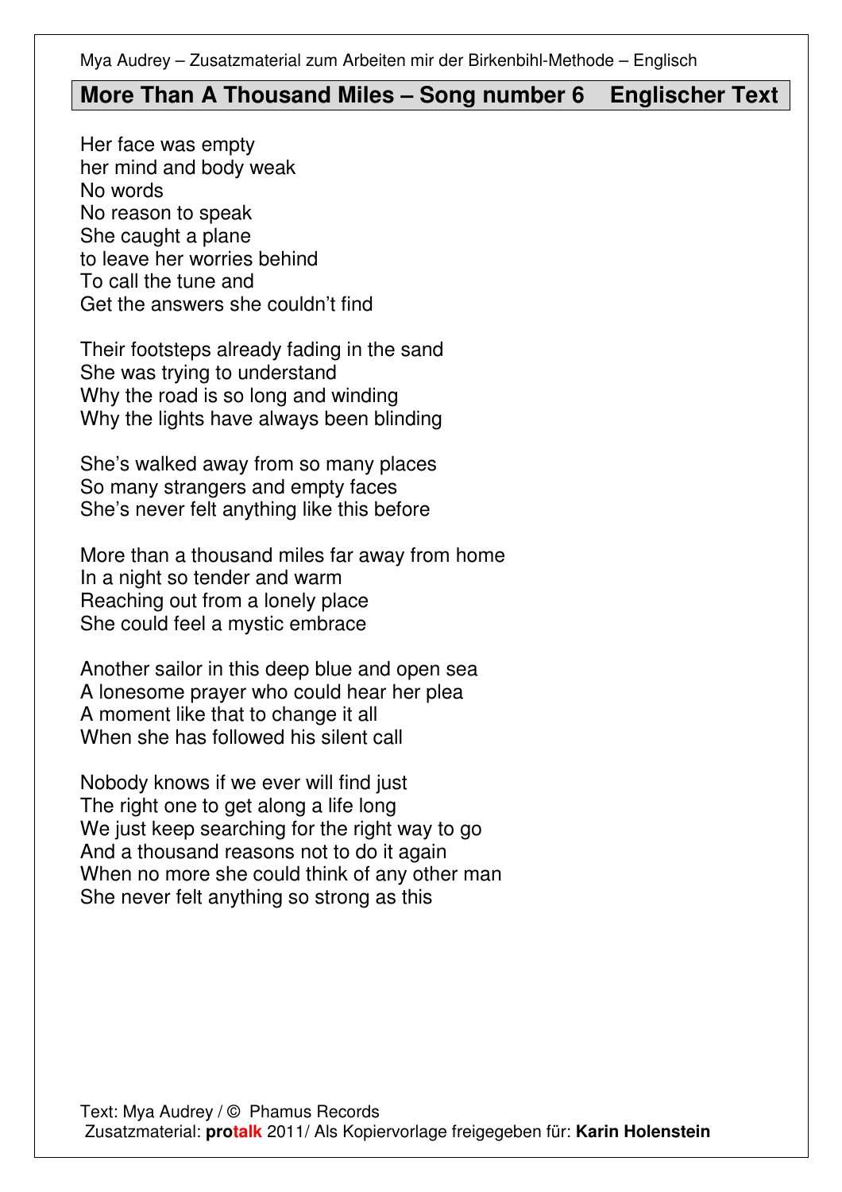## More Than A Thousand Miles – Song number 6 Englischer Text

Her face was empty
her mind and body weak
No words
No reason to speak
She caught a plane
to leave her worries behind
To call the tune and
Get the answers she couldn't find

Their footsteps already fading in the sand
She was trying to understand
Why the road is so long and winding
Why the lights have always been blinding

She's walked away from so many places
So many strangers and empty faces
She's never felt anything like this before

More than a thousand miles far away from home
In a night so tender and warm
Reaching out from a lonely place
She could feel a mystic embrace

Another sailor in this deep blue and open sea
A lonesome prayer who could hear her plea
A moment like that to change it all
When she has followed his silent call

Nobody knows if we ever will find just
The right one to get along a life long
We just keep searching for the right way to go
And a thousand reasons not to do it again
When no more she could think of any other man
She never felt anything so strong as this

Text: Mya Audrey / © Phamus Records
Zusatzmaterial: **protalk** 2011/ Als Kopiervorlage freigegeben für: **Karin Holenstein**